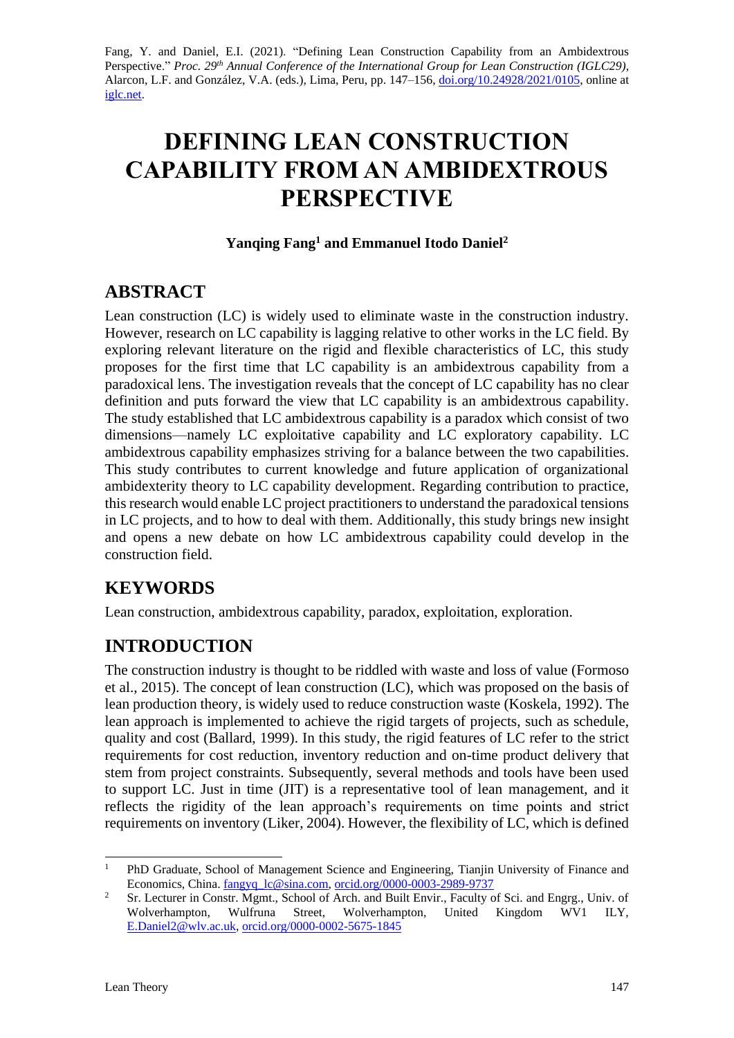Fang, Y. and Daniel, E.I. (2021). "Defining Lean Construction Capability from an Ambidextrous Perspective." *Proc. 29th Annual Conference of the International Group for Lean Construction (IGLC29)*, Alarcon, L.F. and González, V.A. (eds.), Lima, Peru, pp. 147–156, doi.org/10.24928/2021/0105, online at iglc.net.

# DEFINING LEAN CONSTRUCTION CAPABILITY FROM AN AMBIDEXTROUS PERSPECTIVE

**Yanqing Fang[1] and Emmanuel Itodo Daniel[2]**

## ABSTRACT

Lean construction (LC) is widely used to eliminate waste in the construction industry. However, research on LC capability is lagging relative to other works in the LC field. By exploring relevant literature on the rigid and flexible characteristics of LC, this study proposes for the first time that LC capability is an ambidextrous capability from a paradoxical lens. The investigation reveals that the concept of LC capability has no clear definition and puts forward the view that LC capability is an ambidextrous capability. The study established that LC ambidextrous capability is a paradox which consist of two dimensions—namely LC exploitative capability and LC exploratory capability. LC ambidextrous capability emphasizes striving for a balance between the two capabilities. This study contributes to current knowledge and future application of organizational ambidexterity theory to LC capability development. Regarding contribution to practice, this research would enable LC project practitioners to understand the paradoxical tensions in LC projects, and to how to deal with them. Additionally, this study brings new insight and opens a new debate on how LC ambidextrous capability could develop in the construction field.

## KEYWORDS

Lean construction, ambidextrous capability, paradox, exploitation, exploration.

## INTRODUCTION

The construction industry is thought to be riddled with waste and loss of value (Formoso et al., 2015). The concept of lean construction (LC), which was proposed on the basis of lean production theory, is widely used to reduce construction waste (Koskela, 1992). The lean approach is implemented to achieve the rigid targets of projects, such as schedule, quality and cost (Ballard, 1999). In this study, the rigid features of LC refer to the strict requirements for cost reduction, inventory reduction and on-time product delivery that stem from project constraints. Subsequently, several methods and tools have been used to support LC. Just in time (JIT) is a representative tool of lean management, and it reflects the rigidity of the lean approach's requirements on time points and strict requirements on inventory (Liker, 2004). However, the flexibility of LC, which is defined

---

[1] PhD Graduate, School of Management Science and Engineering, Tianjin University of Finance and Economics, China. fangyq_lc@sina.com, orcid.org/0000-0003-2989-9737

[2] Sr. Lecturer in Constr. Mgmt., School of Arch. and Built Envir., Faculty of Sci. and Engrg., Univ. of Wolverhampton, Wulfruna Street, Wolverhampton, United Kingdom WV1 ILY, E.Daniel2@wlv.ac.uk, orcid.org/0000-0002-5675-1845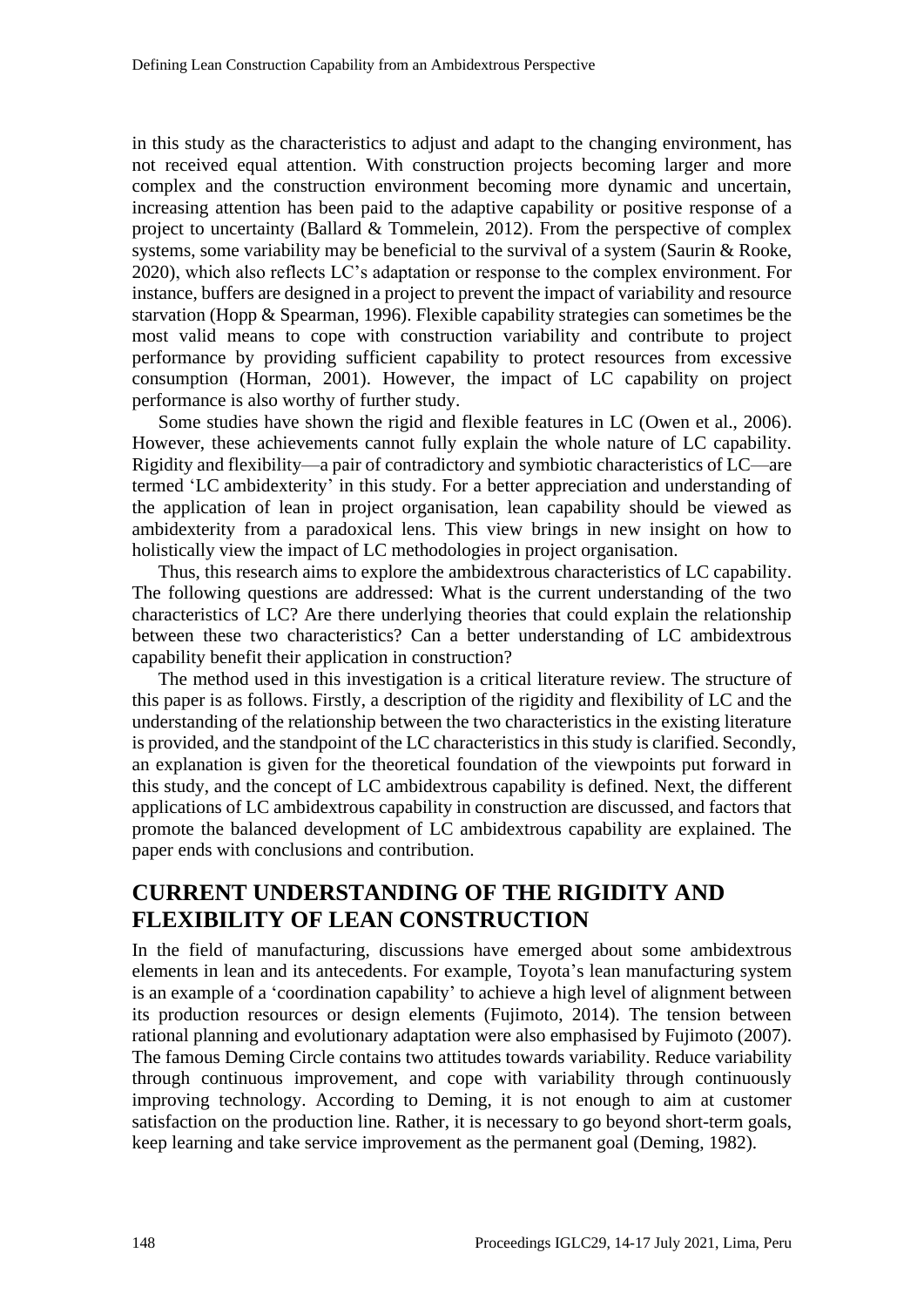in this study as the characteristics to adjust and adapt to the changing environment, has not received equal attention. With construction projects becoming larger and more complex and the construction environment becoming more dynamic and uncertain, increasing attention has been paid to the adaptive capability or positive response of a project to uncertainty (Ballard & Tommelein, 2012). From the perspective of complex systems, some variability may be beneficial to the survival of a system (Saurin & Rooke, 2020), which also reflects LC's adaptation or response to the complex environment. For instance, buffers are designed in a project to prevent the impact of variability and resource starvation (Hopp & Spearman, 1996). Flexible capability strategies can sometimes be the most valid means to cope with construction variability and contribute to project performance by providing sufficient capability to protect resources from excessive consumption (Horman, 2001). However, the impact of LC capability on project performance is also worthy of further study.

Some studies have shown the rigid and flexible features in LC (Owen et al., 2006). However, these achievements cannot fully explain the whole nature of LC capability. Rigidity and flexibility—a pair of contradictory and symbiotic characteristics of LC—are termed 'LC ambidexterity' in this study. For a better appreciation and understanding of the application of lean in project organisation, lean capability should be viewed as ambidexterity from a paradoxical lens. This view brings in new insight on how to holistically view the impact of LC methodologies in project organisation.

Thus, this research aims to explore the ambidextrous characteristics of LC capability. The following questions are addressed: What is the current understanding of the two characteristics of LC? Are there underlying theories that could explain the relationship between these two characteristics? Can a better understanding of LC ambidextrous capability benefit their application in construction?

The method used in this investigation is a critical literature review. The structure of this paper is as follows. Firstly, a description of the rigidity and flexibility of LC and the understanding of the relationship between the two characteristics in the existing literature is provided, and the standpoint of the LC characteristics in this study is clarified. Secondly, an explanation is given for the theoretical foundation of the viewpoints put forward in this study, and the concept of LC ambidextrous capability is defined. Next, the different applications of LC ambidextrous capability in construction are discussed, and factors that promote the balanced development of LC ambidextrous capability are explained. The paper ends with conclusions and contribution.

## CURRENT UNDERSTANDING OF THE RIGIDITY AND FLEXIBILITY OF LEAN CONSTRUCTION

In the field of manufacturing, discussions have emerged about some ambidextrous elements in lean and its antecedents. For example, Toyota's lean manufacturing system is an example of a 'coordination capability' to achieve a high level of alignment between its production resources or design elements (Fujimoto, 2014). The tension between rational planning and evolutionary adaptation were also emphasised by Fujimoto (2007). The famous Deming Circle contains two attitudes towards variability. Reduce variability through continuous improvement, and cope with variability through continuously improving technology. According to Deming, it is not enough to aim at customer satisfaction on the production line. Rather, it is necessary to go beyond short-term goals, keep learning and take service improvement as the permanent goal (Deming, 1982).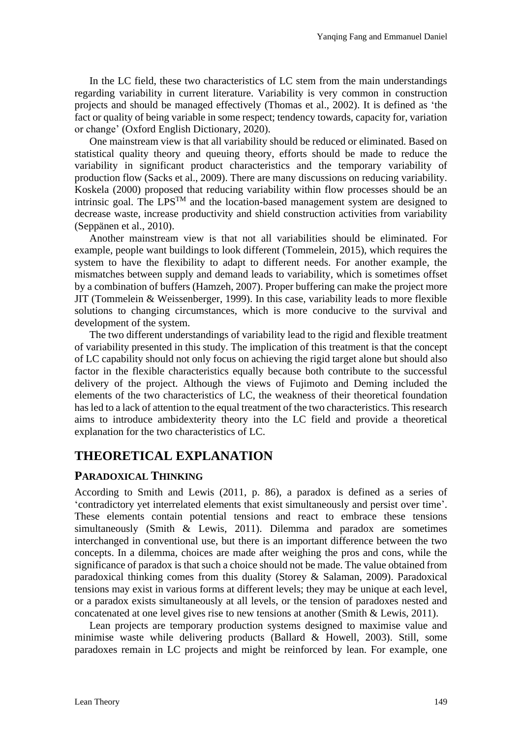In the LC field, these two characteristics of LC stem from the main understandings regarding variability in current literature. Variability is very common in construction projects and should be managed effectively (Thomas et al., 2002). It is defined as 'the fact or quality of being variable in some respect; tendency towards, capacity for, variation or change' (Oxford English Dictionary, 2020).

One mainstream view is that all variability should be reduced or eliminated. Based on statistical quality theory and queuing theory, efforts should be made to reduce the variability in significant product characteristics and the temporary variability of production flow (Sacks et al., 2009). There are many discussions on reducing variability. Koskela (2000) proposed that reducing variability within flow processes should be an intrinsic goal. The LPS™ and the location-based management system are designed to decrease waste, increase productivity and shield construction activities from variability (Seppänen et al., 2010).

Another mainstream view is that not all variabilities should be eliminated. For example, people want buildings to look different (Tommelein, 2015), which requires the system to have the flexibility to adapt to different needs. For another example, the mismatches between supply and demand leads to variability, which is sometimes offset by a combination of buffers (Hamzeh, 2007). Proper buffering can make the project more JIT (Tommelein & Weissenberger, 1999). In this case, variability leads to more flexible solutions to changing circumstances, which is more conducive to the survival and development of the system.

The two different understandings of variability lead to the rigid and flexible treatment of variability presented in this study. The implication of this treatment is that the concept of LC capability should not only focus on achieving the rigid target alone but should also factor in the flexible characteristics equally because both contribute to the successful delivery of the project. Although the views of Fujimoto and Deming included the elements of the two characteristics of LC, the weakness of their theoretical foundation has led to a lack of attention to the equal treatment of the two characteristics. This research aims to introduce ambidexterity theory into the LC field and provide a theoretical explanation for the two characteristics of LC.

## THEORETICAL EXPLANATION

### PARADOXICAL THINKING

According to Smith and Lewis (2011, p. 86), a paradox is defined as a series of 'contradictory yet interrelated elements that exist simultaneously and persist over time'. These elements contain potential tensions and react to embrace these tensions simultaneously (Smith & Lewis, 2011). Dilemma and paradox are sometimes interchanged in conventional use, but there is an important difference between the two concepts. In a dilemma, choices are made after weighing the pros and cons, while the significance of paradox is that such a choice should not be made. The value obtained from paradoxical thinking comes from this duality (Storey & Salaman, 2009). Paradoxical tensions may exist in various forms at different levels; they may be unique at each level, or a paradox exists simultaneously at all levels, or the tension of paradoxes nested and concatenated at one level gives rise to new tensions at another (Smith & Lewis, 2011).

Lean projects are temporary production systems designed to maximise value and minimise waste while delivering products (Ballard & Howell, 2003). Still, some paradoxes remain in LC projects and might be reinforced by lean. For example, one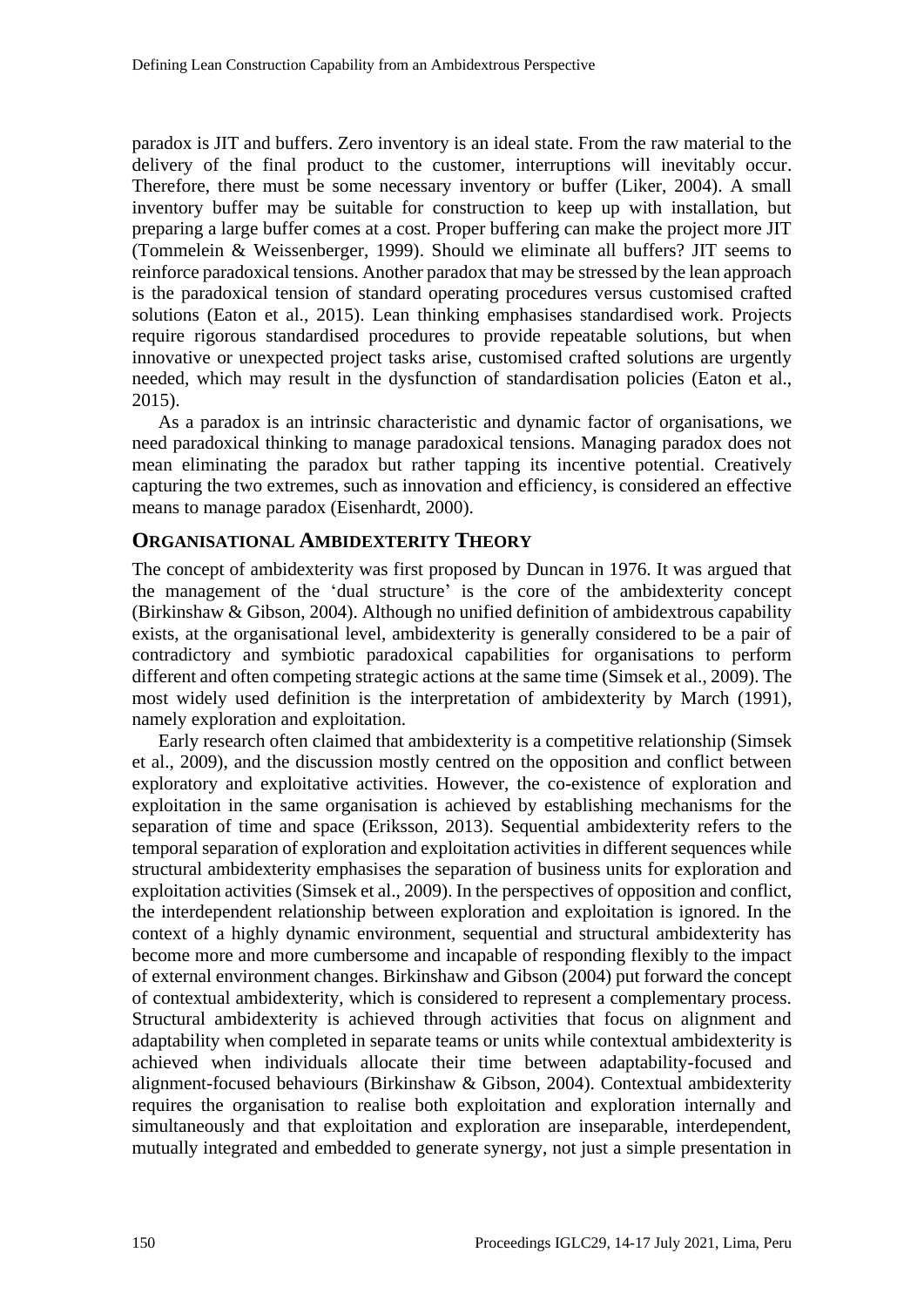paradox is JIT and buffers. Zero inventory is an ideal state. From the raw material to the delivery of the final product to the customer, interruptions will inevitably occur. Therefore, there must be some necessary inventory or buffer (Liker, 2004). A small inventory buffer may be suitable for construction to keep up with installation, but preparing a large buffer comes at a cost. Proper buffering can make the project more JIT (Tommelein & Weissenberger, 1999). Should we eliminate all buffers? JIT seems to reinforce paradoxical tensions. Another paradox that may be stressed by the lean approach is the paradoxical tension of standard operating procedures versus customised crafted solutions (Eaton et al., 2015). Lean thinking emphasises standardised work. Projects require rigorous standardised procedures to provide repeatable solutions, but when innovative or unexpected project tasks arise, customised crafted solutions are urgently needed, which may result in the dysfunction of standardisation policies (Eaton et al., 2015).

As a paradox is an intrinsic characteristic and dynamic factor of organisations, we need paradoxical thinking to manage paradoxical tensions. Managing paradox does not mean eliminating the paradox but rather tapping its incentive potential. Creatively capturing the two extremes, such as innovation and efficiency, is considered an effective means to manage paradox (Eisenhardt, 2000).

## ORGANISATIONAL AMBIDEXTERITY THEORY

The concept of ambidexterity was first proposed by Duncan in 1976. It was argued that the management of the 'dual structure' is the core of the ambidexterity concept (Birkinshaw & Gibson, 2004). Although no unified definition of ambidextrous capability exists, at the organisational level, ambidexterity is generally considered to be a pair of contradictory and symbiotic paradoxical capabilities for organisations to perform different and often competing strategic actions at the same time (Simsek et al., 2009). The most widely used definition is the interpretation of ambidexterity by March (1991), namely exploration and exploitation.

Early research often claimed that ambidexterity is a competitive relationship (Simsek et al., 2009), and the discussion mostly centred on the opposition and conflict between exploratory and exploitative activities. However, the co-existence of exploration and exploitation in the same organisation is achieved by establishing mechanisms for the separation of time and space (Eriksson, 2013). Sequential ambidexterity refers to the temporal separation of exploration and exploitation activities in different sequences while structural ambidexterity emphasises the separation of business units for exploration and exploitation activities (Simsek et al., 2009). In the perspectives of opposition and conflict, the interdependent relationship between exploration and exploitation is ignored. In the context of a highly dynamic environment, sequential and structural ambidexterity has become more and more cumbersome and incapable of responding flexibly to the impact of external environment changes. Birkinshaw and Gibson (2004) put forward the concept of contextual ambidexterity, which is considered to represent a complementary process. Structural ambidexterity is achieved through activities that focus on alignment and adaptability when completed in separate teams or units while contextual ambidexterity is achieved when individuals allocate their time between adaptability-focused and alignment-focused behaviours (Birkinshaw & Gibson, 2004). Contextual ambidexterity requires the organisation to realise both exploitation and exploration internally and simultaneously and that exploitation and exploration are inseparable, interdependent, mutually integrated and embedded to generate synergy, not just a simple presentation in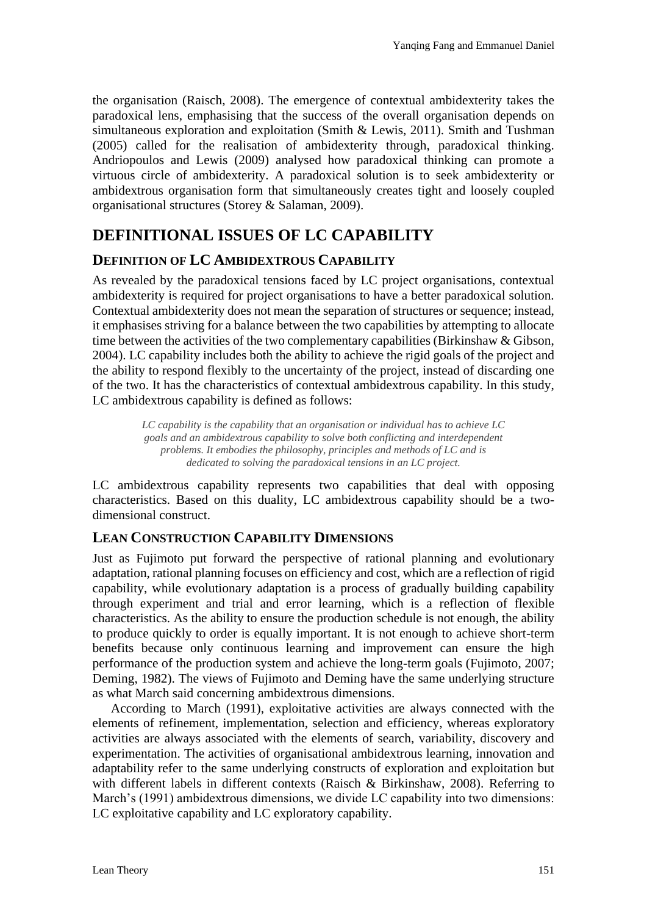the organisation (Raisch, 2008). The emergence of contextual ambidexterity takes the paradoxical lens, emphasising that the success of the overall organisation depends on simultaneous exploration and exploitation (Smith & Lewis, 2011). Smith and Tushman (2005) called for the realisation of ambidexterity through, paradoxical thinking. Andriopoulos and Lewis (2009) analysed how paradoxical thinking can promote a virtuous circle of ambidexterity. A paradoxical solution is to seek ambidexterity or ambidextrous organisation form that simultaneously creates tight and loosely coupled organisational structures (Storey & Salaman, 2009).

# DEFINITIONAL ISSUES OF LC CAPABILITY

## DEFINITION OF LC AMBIDEXTROUS CAPABILITY

As revealed by the paradoxical tensions faced by LC project organisations, contextual ambidexterity is required for project organisations to have a better paradoxical solution. Contextual ambidexterity does not mean the separation of structures or sequence; instead, it emphasises striving for a balance between the two capabilities by attempting to allocate time between the activities of the two complementary capabilities (Birkinshaw & Gibson, 2004). LC capability includes both the ability to achieve the rigid goals of the project and the ability to respond flexibly to the uncertainty of the project, instead of discarding one of the two. It has the characteristics of contextual ambidextrous capability. In this study, LC ambidextrous capability is defined as follows:

> *LC capability is the capability that an organisation or individual has to achieve LC goals and an ambidextrous capability to solve both conflicting and interdependent problems. It embodies the philosophy, principles and methods of LC and is dedicated to solving the paradoxical tensions in an LC project.*

LC ambidextrous capability represents two capabilities that deal with opposing characteristics. Based on this duality, LC ambidextrous capability should be a two-dimensional construct.

## LEAN CONSTRUCTION CAPABILITY DIMENSIONS

Just as Fujimoto put forward the perspective of rational planning and evolutionary adaptation, rational planning focuses on efficiency and cost, which are a reflection of rigid capability, while evolutionary adaptation is a process of gradually building capability through experiment and trial and error learning, which is a reflection of flexible characteristics. As the ability to ensure the production schedule is not enough, the ability to produce quickly to order is equally important. It is not enough to achieve short-term benefits because only continuous learning and improvement can ensure the high performance of the production system and achieve the long-term goals (Fujimoto, 2007; Deming, 1982). The views of Fujimoto and Deming have the same underlying structure as what March said concerning ambidextrous dimensions.

According to March (1991), exploitative activities are always connected with the elements of refinement, implementation, selection and efficiency, whereas exploratory activities are always associated with the elements of search, variability, discovery and experimentation. The activities of organisational ambidextrous learning, innovation and adaptability refer to the same underlying constructs of exploration and exploitation but with different labels in different contexts (Raisch & Birkinshaw, 2008). Referring to March's (1991) ambidextrous dimensions, we divide LC capability into two dimensions: LC exploitative capability and LC exploratory capability.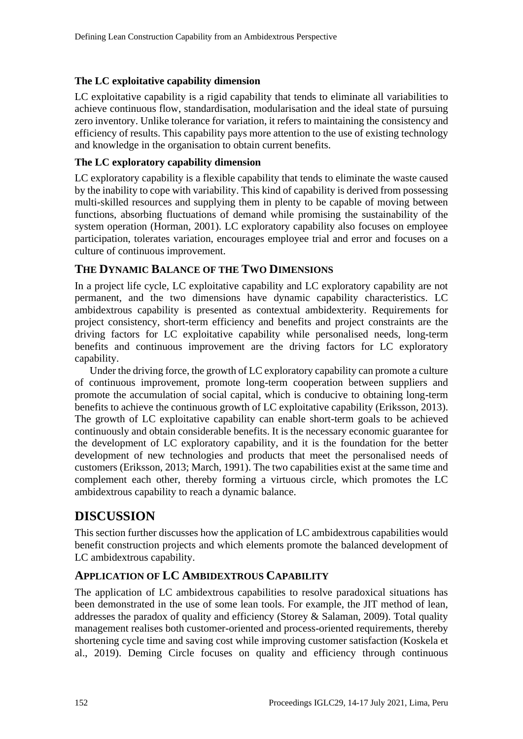### The LC exploitative capability dimension

LC exploitative capability is a rigid capability that tends to eliminate all variabilities to achieve continuous flow, standardisation, modularisation and the ideal state of pursuing zero inventory. Unlike tolerance for variation, it refers to maintaining the consistency and efficiency of results. This capability pays more attention to the use of existing technology and knowledge in the organisation to obtain current benefits.

### The LC exploratory capability dimension

LC exploratory capability is a flexible capability that tends to eliminate the waste caused by the inability to cope with variability. This kind of capability is derived from possessing multi-skilled resources and supplying them in plenty to be capable of moving between functions, absorbing fluctuations of demand while promising the sustainability of the system operation (Horman, 2001). LC exploratory capability also focuses on employee participation, tolerates variation, encourages employee trial and error and focuses on a culture of continuous improvement.

## THE DYNAMIC BALANCE OF THE TWO DIMENSIONS

In a project life cycle, LC exploitative capability and LC exploratory capability are not permanent, and the two dimensions have dynamic capability characteristics. LC ambidextrous capability is presented as contextual ambidexterity. Requirements for project consistency, short-term efficiency and benefits and project constraints are the driving factors for LC exploitative capability while personalised needs, long-term benefits and continuous improvement are the driving factors for LC exploratory capability.

Under the driving force, the growth of LC exploratory capability can promote a culture of continuous improvement, promote long-term cooperation between suppliers and promote the accumulation of social capital, which is conducive to obtaining long-term benefits to achieve the continuous growth of LC exploitative capability (Eriksson, 2013). The growth of LC exploitative capability can enable short-term goals to be achieved continuously and obtain considerable benefits. It is the necessary economic guarantee for the development of LC exploratory capability, and it is the foundation for the better development of new technologies and products that meet the personalised needs of customers (Eriksson, 2013; March, 1991). The two capabilities exist at the same time and complement each other, thereby forming a virtuous circle, which promotes the LC ambidextrous capability to reach a dynamic balance.

# DISCUSSION

This section further discusses how the application of LC ambidextrous capabilities would benefit construction projects and which elements promote the balanced development of LC ambidextrous capability.

## APPLICATION OF LC AMBIDEXTROUS CAPABILITY

The application of LC ambidextrous capabilities to resolve paradoxical situations has been demonstrated in the use of some lean tools. For example, the JIT method of lean, addresses the paradox of quality and efficiency (Storey & Salaman, 2009). Total quality management realises both customer-oriented and process-oriented requirements, thereby shortening cycle time and saving cost while improving customer satisfaction (Koskela et al., 2019). Deming Circle focuses on quality and efficiency through continuous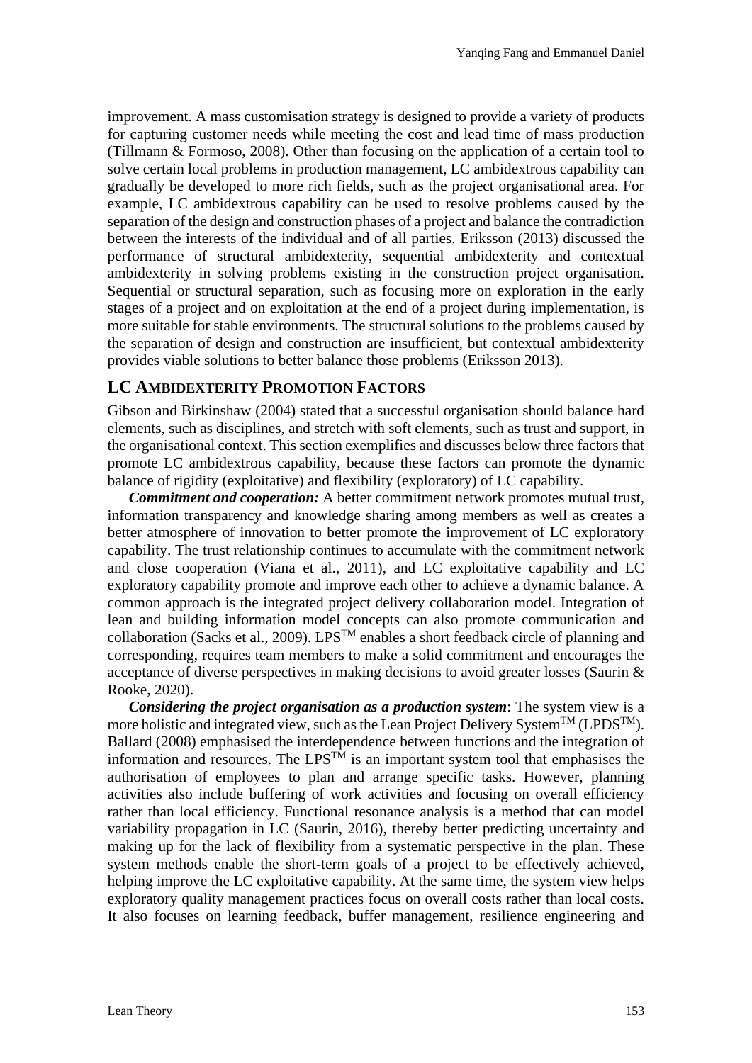improvement. A mass customisation strategy is designed to provide a variety of products for capturing customer needs while meeting the cost and lead time of mass production (Tillmann & Formoso, 2008). Other than focusing on the application of a certain tool to solve certain local problems in production management, LC ambidextrous capability can gradually be developed to more rich fields, such as the project organisational area. For example, LC ambidextrous capability can be used to resolve problems caused by the separation of the design and construction phases of a project and balance the contradiction between the interests of the individual and of all parties. Eriksson (2013) discussed the performance of structural ambidexterity, sequential ambidexterity and contextual ambidexterity in solving problems existing in the construction project organisation. Sequential or structural separation, such as focusing more on exploration in the early stages of a project and on exploitation at the end of a project during implementation, is more suitable for stable environments. The structural solutions to the problems caused by the separation of design and construction are insufficient, but contextual ambidexterity provides viable solutions to better balance those problems (Eriksson 2013).

## LC AMBIDEXTERITY PROMOTION FACTORS

Gibson and Birkinshaw (2004) stated that a successful organisation should balance hard elements, such as disciplines, and stretch with soft elements, such as trust and support, in the organisational context. This section exemplifies and discusses below three factors that promote LC ambidextrous capability, because these factors can promote the dynamic balance of rigidity (exploitative) and flexibility (exploratory) of LC capability.

***Commitment and cooperation:*** A better commitment network promotes mutual trust, information transparency and knowledge sharing among members as well as creates a better atmosphere of innovation to better promote the improvement of LC exploratory capability. The trust relationship continues to accumulate with the commitment network and close cooperation (Viana et al., 2011), and LC exploitative capability and LC exploratory capability promote and improve each other to achieve a dynamic balance. A common approach is the integrated project delivery collaboration model. Integration of lean and building information model concepts can also promote communication and collaboration (Sacks et al., 2009). LPS™ enables a short feedback circle of planning and corresponding, requires team members to make a solid commitment and encourages the acceptance of diverse perspectives in making decisions to avoid greater losses (Saurin & Rooke, 2020).

***Considering the project organisation as a production system***: The system view is a more holistic and integrated view, such as the Lean Project Delivery System™ (LPDS™). Ballard (2008) emphasised the interdependence between functions and the integration of information and resources. The LPS™ is an important system tool that emphasises the authorisation of employees to plan and arrange specific tasks. However, planning activities also include buffering of work activities and focusing on overall efficiency rather than local efficiency. Functional resonance analysis is a method that can model variability propagation in LC (Saurin, 2016), thereby better predicting uncertainty and making up for the lack of flexibility from a systematic perspective in the plan. These system methods enable the short-term goals of a project to be effectively achieved, helping improve the LC exploitative capability. At the same time, the system view helps exploratory quality management practices focus on overall costs rather than local costs. It also focuses on learning feedback, buffer management, resilience engineering and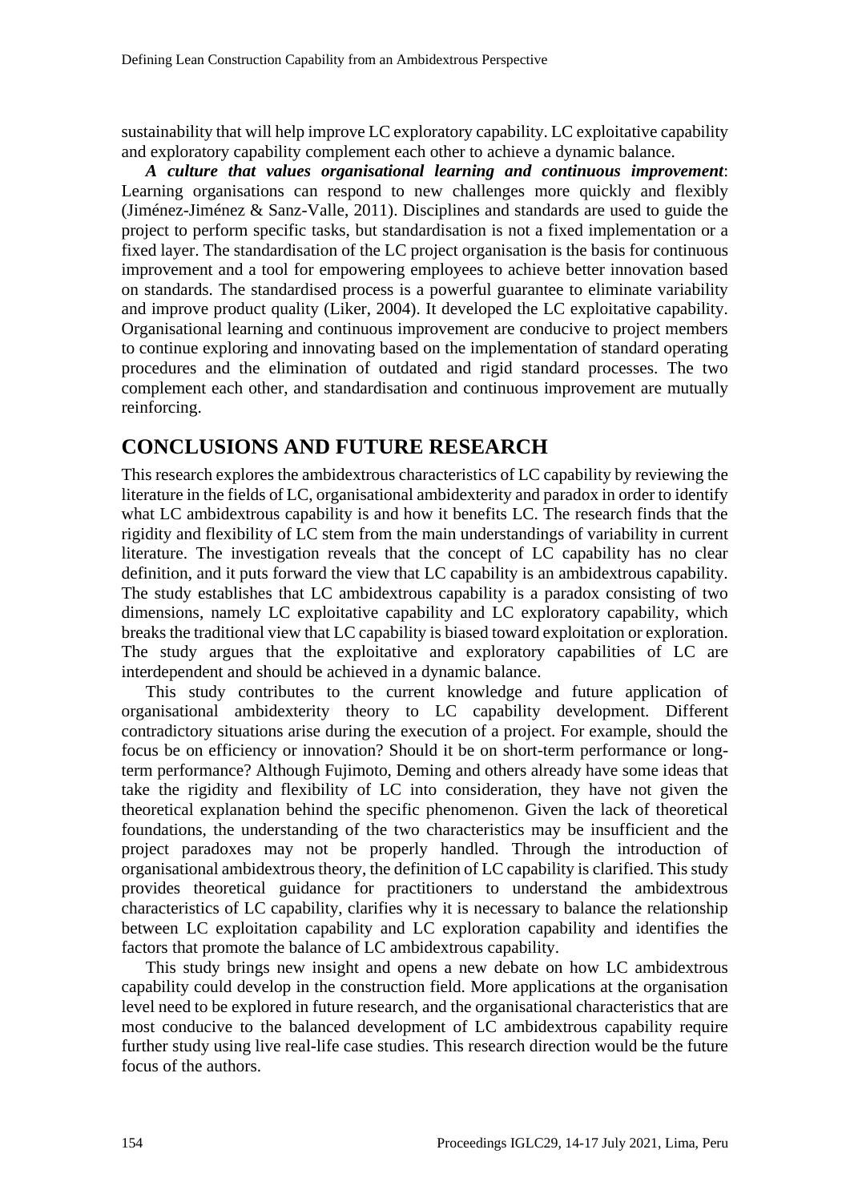sustainability that will help improve LC exploratory capability. LC exploitative capability and exploratory capability complement each other to achieve a dynamic balance.

***A culture that values organisational learning and continuous improvement***: Learning organisations can respond to new challenges more quickly and flexibly (Jiménez-Jiménez & Sanz-Valle, 2011). Disciplines and standards are used to guide the project to perform specific tasks, but standardisation is not a fixed implementation or a fixed layer. The standardisation of the LC project organisation is the basis for continuous improvement and a tool for empowering employees to achieve better innovation based on standards. The standardised process is a powerful guarantee to eliminate variability and improve product quality (Liker, 2004). It developed the LC exploitative capability. Organisational learning and continuous improvement are conducive to project members to continue exploring and innovating based on the implementation of standard operating procedures and the elimination of outdated and rigid standard processes. The two complement each other, and standardisation and continuous improvement are mutually reinforcing.

## CONCLUSIONS AND FUTURE RESEARCH

This research explores the ambidextrous characteristics of LC capability by reviewing the literature in the fields of LC, organisational ambidexterity and paradox in order to identify what LC ambidextrous capability is and how it benefits LC. The research finds that the rigidity and flexibility of LC stem from the main understandings of variability in current literature. The investigation reveals that the concept of LC capability has no clear definition, and it puts forward the view that LC capability is an ambidextrous capability. The study establishes that LC ambidextrous capability is a paradox consisting of two dimensions, namely LC exploitative capability and LC exploratory capability, which breaks the traditional view that LC capability is biased toward exploitation or exploration. The study argues that the exploitative and exploratory capabilities of LC are interdependent and should be achieved in a dynamic balance.

This study contributes to the current knowledge and future application of organisational ambidexterity theory to LC capability development. Different contradictory situations arise during the execution of a project. For example, should the focus be on efficiency or innovation? Should it be on short-term performance or long-term performance? Although Fujimoto, Deming and others already have some ideas that take the rigidity and flexibility of LC into consideration, they have not given the theoretical explanation behind the specific phenomenon. Given the lack of theoretical foundations, the understanding of the two characteristics may be insufficient and the project paradoxes may not be properly handled. Through the introduction of organisational ambidextrous theory, the definition of LC capability is clarified. This study provides theoretical guidance for practitioners to understand the ambidextrous characteristics of LC capability, clarifies why it is necessary to balance the relationship between LC exploitation capability and LC exploration capability and identifies the factors that promote the balance of LC ambidextrous capability.

This study brings new insight and opens a new debate on how LC ambidextrous capability could develop in the construction field. More applications at the organisation level need to be explored in future research, and the organisational characteristics that are most conducive to the balanced development of LC ambidextrous capability require further study using live real-life case studies. This research direction would be the future focus of the authors.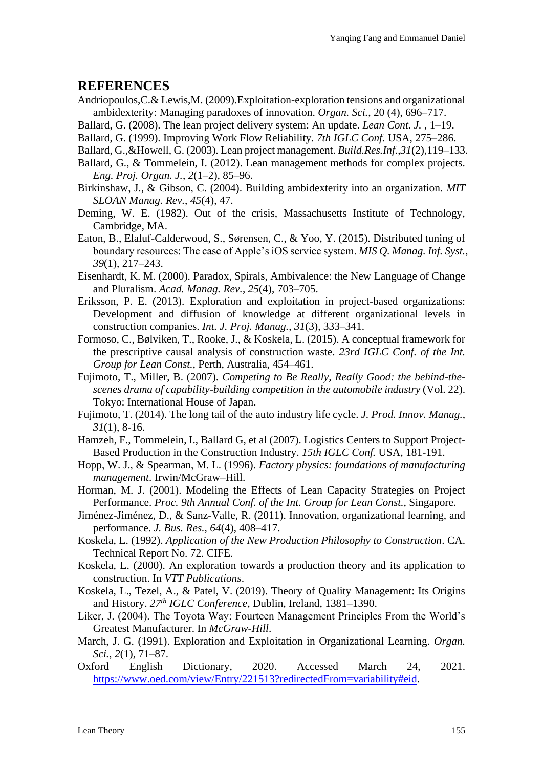## REFERENCES

Andriopoulos,C.& Lewis,M. (2009).Exploitation-exploration tensions and organizational ambidexterity: Managing paradoxes of innovation. *Organ. Sci.*, 20 (4), 696–717.

Ballard, G. (2008). The lean project delivery system: An update. *Lean Cont. J.* , 1–19.

Ballard, G. (1999). Improving Work Flow Reliability. *7th IGLC Conf.* USA, 275–286.

Ballard, G.,&Howell, G. (2003). Lean project management. *Build.Res.Inf.*,*31*(2),119–133.

Ballard, G., & Tommelein, I. (2012). Lean management methods for complex projects. *Eng. Proj. Organ. J.*, *2*(1–2), 85–96.

Birkinshaw, J., & Gibson, C. (2004). Building ambidexterity into an organization. *MIT SLOAN Manag. Rev.*, *45*(4), 47.

Deming, W. E. (1982). Out of the crisis, Massachusetts Institute of Technology, Cambridge, MA.

Eaton, B., Elaluf-Calderwood, S., Sørensen, C., & Yoo, Y. (2015). Distributed tuning of boundary resources: The case of Apple's iOS service system. *MIS Q. Manag. Inf. Syst.*, *39*(1), 217–243.

Eisenhardt, K. M. (2000). Paradox, Spirals, Ambivalence: the New Language of Change and Pluralism. *Acad. Manag. Rev.*, *25*(4), 703–705.

Eriksson, P. E. (2013). Exploration and exploitation in project-based organizations: Development and diffusion of knowledge at different organizational levels in construction companies. *Int. J. Proj. Manag.*, *31*(3), 333–341.

Formoso, C., Bølviken, T., Rooke, J., & Koskela, L. (2015). A conceptual framework for the prescriptive causal analysis of construction waste. *23rd IGLC Conf. of the Int. Group for Lean Const.*, Perth, Australia, 454–461.

Fujimoto, T., Miller, B. (2007). *Competing to Be Really, Really Good: the behind-the-scenes drama of capability-building competition in the automobile industry* (Vol. 22). Tokyo: International House of Japan.

Fujimoto, T. (2014). The long tail of the auto industry life cycle. *J. Prod. Innov. Manag.*, *31*(1), 8-16.

Hamzeh, F., Tommelein, I., Ballard G, et al (2007). Logistics Centers to Support Project-Based Production in the Construction Industry. *15th IGLC Conf.* USA, 181-191.

Hopp, W. J., & Spearman, M. L. (1996). *Factory physics: foundations of manufacturing management*. Irwin/McGraw–Hill.

Horman, M. J. (2001). Modeling the Effects of Lean Capacity Strategies on Project Performance. *Proc. 9th Annual Conf. of the Int. Group for Lean Const.,* Singapore.

Jiménez-Jiménez, D., & Sanz-Valle, R. (2011). Innovation, organizational learning, and performance. *J. Bus. Res.*, *64*(4), 408–417.

Koskela, L. (1992). *Application of the New Production Philosophy to Construction*. CA. Technical Report No. 72. CIFE.

Koskela, L. (2000). An exploration towards a production theory and its application to construction. In *VTT Publications*.

Koskela, L., Tezel, A., & Patel, V. (2019). Theory of Quality Management: Its Origins and History. *27th IGLC Conference*, Dublin, Ireland, 1381–1390.

Liker, J. (2004). The Toyota Way: Fourteen Management Principles From the World's Greatest Manufacturer. In *McGraw-Hill*.

March, J. G. (1991). Exploration and Exploitation in Organizational Learning. *Organ. Sci.*, *2*(1), 71–87.

Oxford English Dictionary, 2020. Accessed March 24, 2021. https://www.oed.com/view/Entry/221513?redirectedFrom=variability#eid.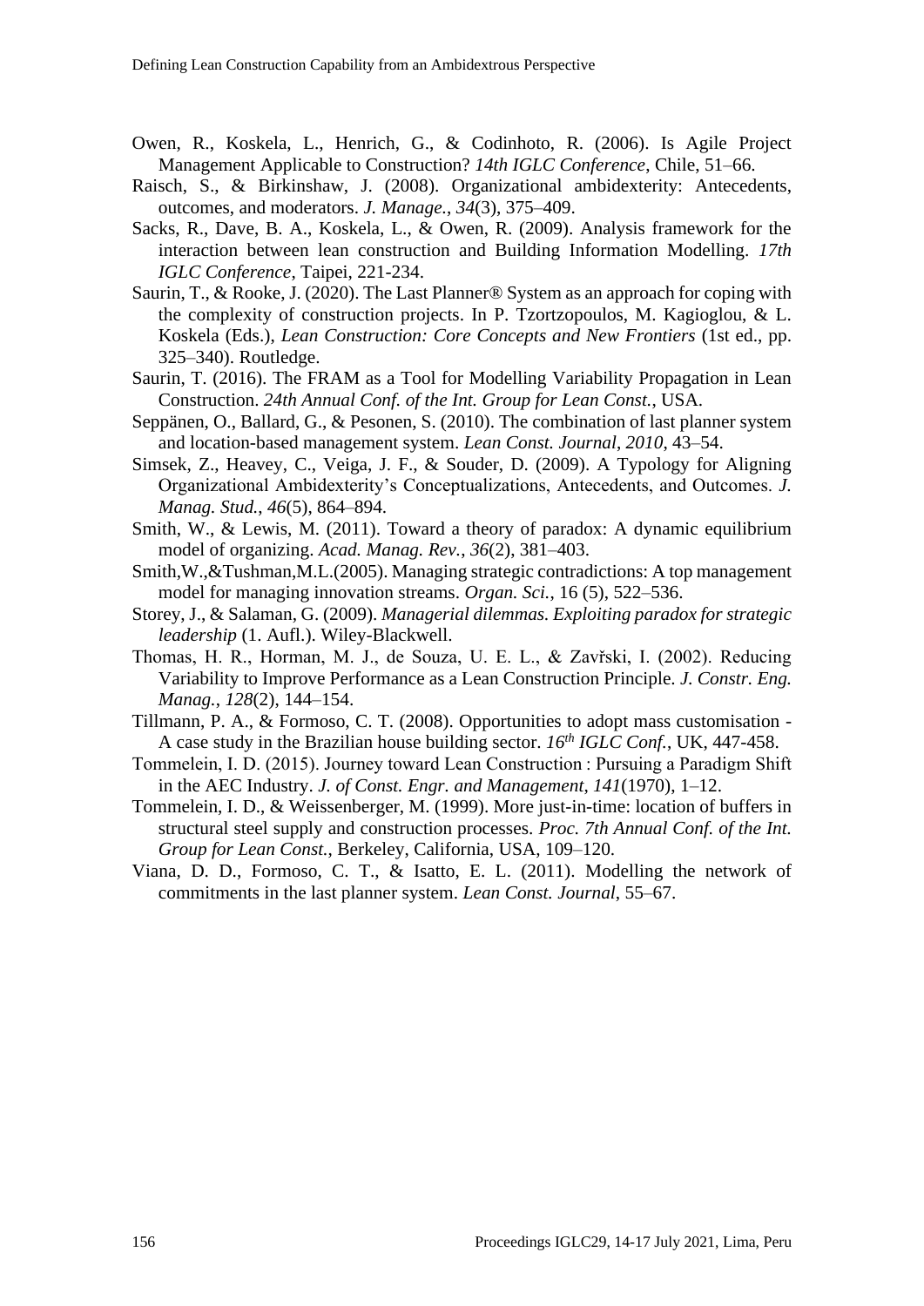Owen, R., Koskela, L., Henrich, G., & Codinhoto, R. (2006). Is Agile Project Management Applicable to Construction? *14th IGLC Conference*, Chile, 51–66.

Raisch, S., & Birkinshaw, J. (2008). Organizational ambidexterity: Antecedents, outcomes, and moderators. *J. Manage.*, *34*(3), 375–409.

Sacks, R., Dave, B. A., Koskela, L., & Owen, R. (2009). Analysis framework for the interaction between lean construction and Building Information Modelling. *17th IGLC Conference*, Taipei, 221-234.

Saurin, T., & Rooke, J. (2020). The Last Planner® System as an approach for coping with the complexity of construction projects. In P. Tzortzopoulos, M. Kagioglou, & L. Koskela (Eds.), *Lean Construction: Core Concepts and New Frontiers* (1st ed., pp. 325–340). Routledge.

Saurin, T. (2016). The FRAM as a Tool for Modelling Variability Propagation in Lean Construction. *24th Annual Conf. of the Int. Group for Lean Const.*, USA.

Seppänen, O., Ballard, G., & Pesonen, S. (2010). The combination of last planner system and location-based management system. *Lean Const. Journal*, *2010*, 43–54.

Simsek, Z., Heavey, C., Veiga, J. F., & Souder, D. (2009). A Typology for Aligning Organizational Ambidexterity's Conceptualizations, Antecedents, and Outcomes. *J. Manag. Stud.*, *46*(5), 864–894.

Smith, W., & Lewis, M. (2011). Toward a theory of paradox: A dynamic equilibrium model of organizing. *Acad. Manag. Rev.*, *36*(2), 381–403.

Smith,W.,&Tushman,M.L.(2005). Managing strategic contradictions: A top management model for managing innovation streams. *Organ. Sci.*, 16 (5), 522–536.

Storey, J., & Salaman, G. (2009). *Managerial dilemmas. Exploiting paradox for strategic leadership* (1. Aufl.). Wiley-Blackwell.

Thomas, H. R., Horman, M. J., de Souza, U. E. L., & Završki, I. (2002). Reducing Variability to Improve Performance as a Lean Construction Principle. *J. Constr. Eng. Manag.*, *128*(2), 144–154.

Tillmann, P. A., & Formoso, C. T. (2008). Opportunities to adopt mass customisation - A case study in the Brazilian house building sector. *16th IGLC Conf.*, UK, 447-458.

Tommelein, I. D. (2015). Journey toward Lean Construction : Pursuing a Paradigm Shift in the AEC Industry. *J. of Const. Engr. and Management*, *141*(1970), 1–12.

Tommelein, I. D., & Weissenberger, M. (1999). More just-in-time: location of buffers in structural steel supply and construction processes. *Proc. 7th Annual Conf. of the Int. Group for Lean Const.*, Berkeley, California, USA, 109–120.

Viana, D. D., Formoso, C. T., & Isatto, E. L. (2011). Modelling the network of commitments in the last planner system. *Lean Const. Journal*, 55–67.